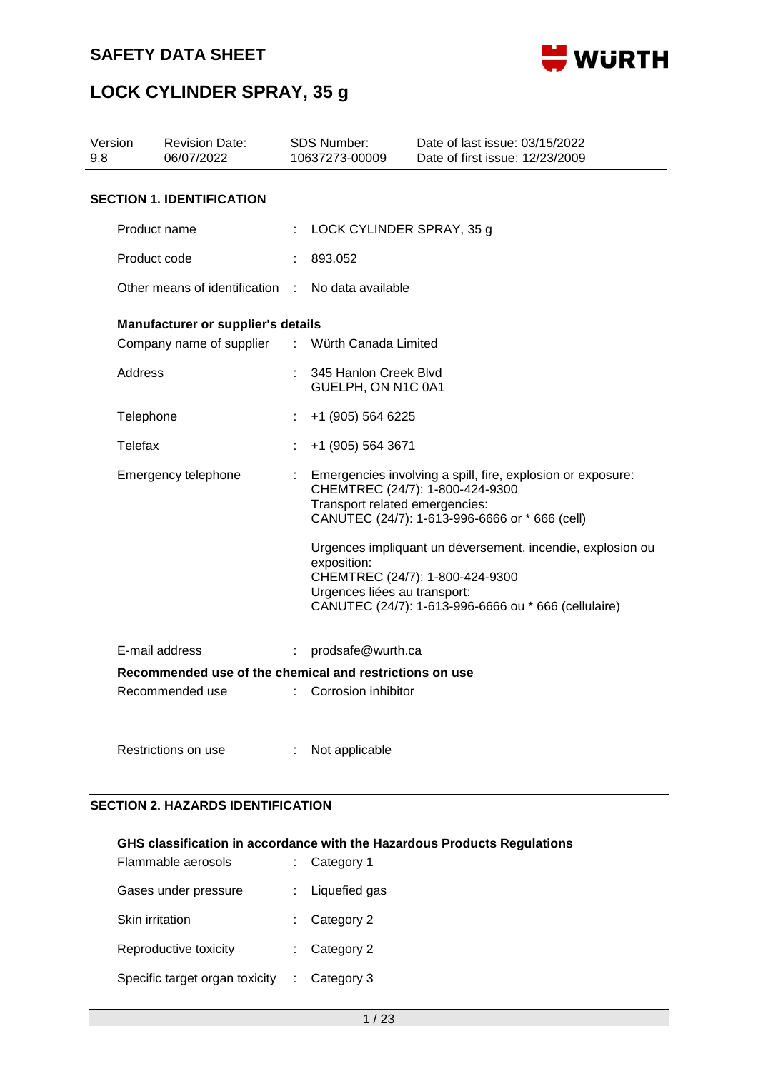# SAFETY DATA SHEET

# LOCK CYLINDER SPRAY, 35 g

| Version | Revision Date: | SDS Number: | Date of last issue: 03/15/2022 |
|---|---|---|---|
| 9.8 | 06/07/2022 | 10637273-00009 | Date of first issue: 12/23/2009 |

## SECTION 1. IDENTIFICATION

Product name : LOCK CYLINDER SPRAY, 35 g

Product code : 893.052

Other means of identification : No data available

**Manufacturer or supplier's details**

Company name of supplier : Würth Canada Limited

Address : 345 Hanlon Creek Blvd
GUELPH, ON N1C 0A1

Telephone : +1 (905) 564 6225

Telefax : +1 (905) 564 3671

Emergency telephone : Emergencies involving a spill, fire, explosion or exposure:
CHEMTREC (24/7): 1-800-424-9300
Transport related emergencies:
CANUTEC (24/7): 1-613-996-6666 or * 666 (cell)

Urgences impliquant un déversement, incendie, explosion ou exposition:
CHEMTREC (24/7): 1-800-424-9300
Urgences liées au transport:
CANUTEC (24/7): 1-613-996-6666 ou * 666 (cellulaire)

E-mail address : prodsafe@wurth.ca

**Recommended use of the chemical and restrictions on use**

Recommended use : Corrosion inhibitor

Restrictions on use : Not applicable

## SECTION 2. HAZARDS IDENTIFICATION

**GHS classification in accordance with the Hazardous Products Regulations**

Flammable aerosols : Category 1

Gases under pressure : Liquefied gas

Skin irritation : Category 2

Reproductive toxicity : Category 2

Specific target organ toxicity : Category 3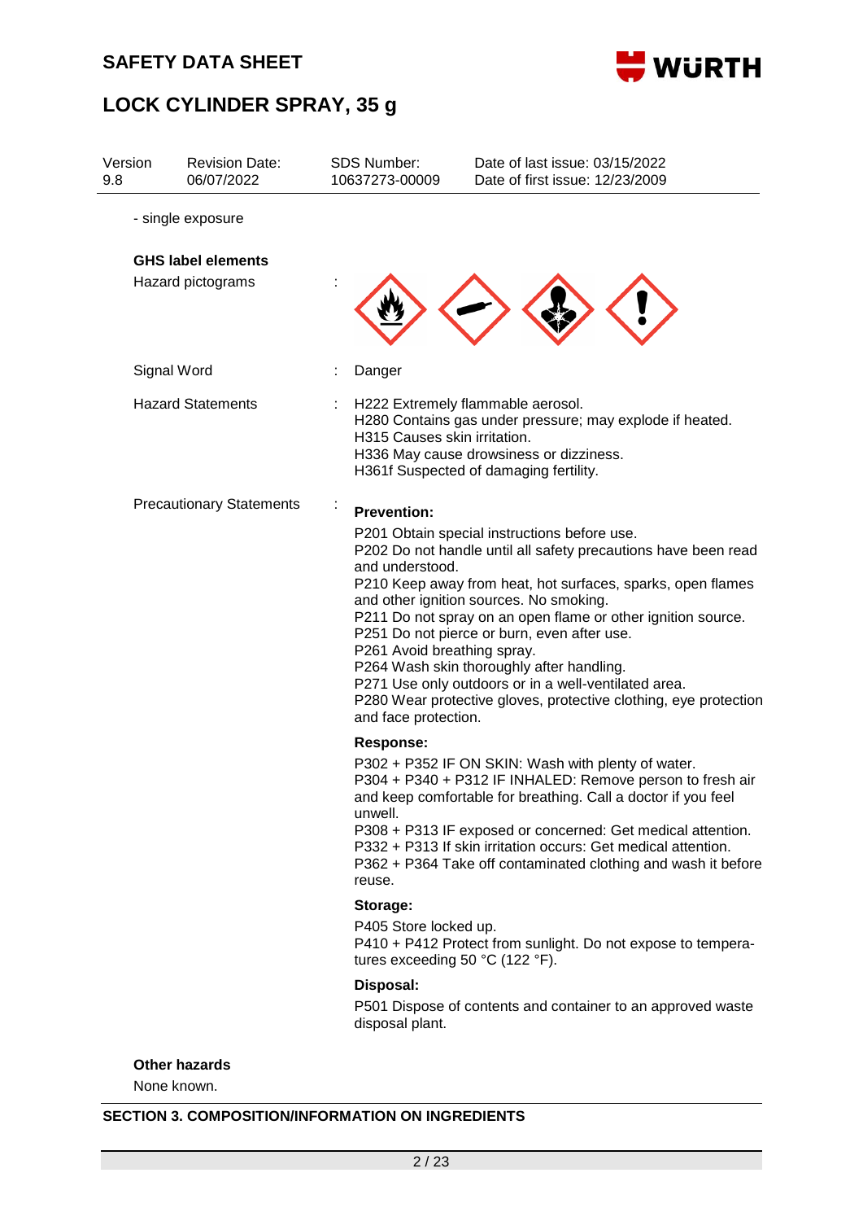- single exposure

**GHS label elements**

Hazard pictograms :

Signal Word : Danger

Hazard Statements : H222 Extremely flammable aerosol.
H280 Contains gas under pressure; may explode if heated.
H315 Causes skin irritation.
H336 May cause drowsiness or dizziness.
H361f Suspected of damaging fertility.

Precautionary Statements :

**Prevention:**

P201 Obtain special instructions before use.
P202 Do not handle until all safety precautions have been read and understood.
P210 Keep away from heat, hot surfaces, sparks, open flames and other ignition sources. No smoking.
P211 Do not spray on an open flame or other ignition source.
P251 Do not pierce or burn, even after use.
P261 Avoid breathing spray.
P264 Wash skin thoroughly after handling.
P271 Use only outdoors or in a well-ventilated area.
P280 Wear protective gloves, protective clothing, eye protection and face protection.

**Response:**

P302 + P352 IF ON SKIN: Wash with plenty of water.
P304 + P340 + P312 IF INHALED: Remove person to fresh air and keep comfortable for breathing. Call a doctor if you feel unwell.
P308 + P313 IF exposed or concerned: Get medical attention.
P332 + P313 If skin irritation occurs: Get medical attention.
P362 + P364 Take off contaminated clothing and wash it before reuse.

**Storage:**

P405 Store locked up.
P410 + P412 Protect from sunlight. Do not expose to temperatures exceeding 50 °C (122 °F).

**Disposal:**

P501 Dispose of contents and container to an approved waste disposal plant.

**Other hazards**

None known.

## SECTION 3. COMPOSITION/INFORMATION ON INGREDIENTS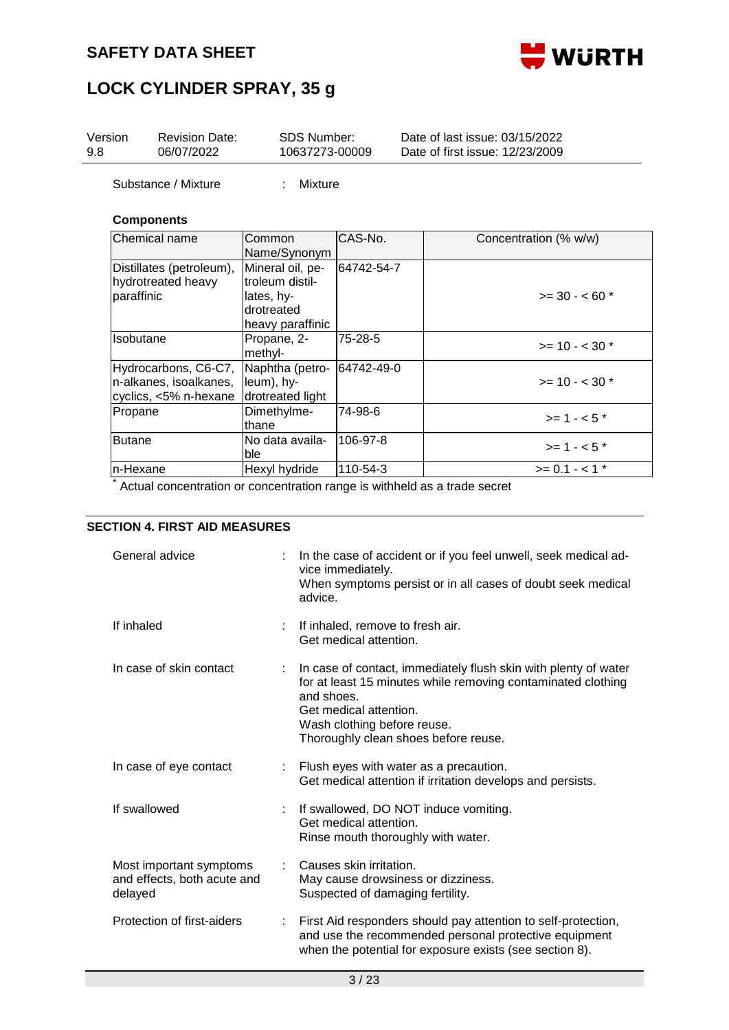| Version | Revision Date: | SDS Number: | Date of last issue: 03/15/2022 |
|---|---|---|---|
| 9.8 | 06/07/2022 | 10637273-00009 | Date of first issue: 12/23/2009 |

Substance / Mixture : Mixture

**Components**

| Chemical name | Common Name/Synonym | CAS-No. | Concentration (% w/w) |
|---|---|---|---|
| Distillates (petroleum), hydrotreated heavy paraffinic | Mineral oil, petroleum distillates, hydrotreated heavy paraffinic | 64742-54-7 | >= 30 - < 60 * |
| Isobutane | Propane, 2-methyl- | 75-28-5 | >= 10 - < 30 * |
| Hydrocarbons, C6-C7, n-alkanes, isoalkanes, cyclics, <5% n-hexane | Naphtha (petroleum), hydrotreated light | 64742-49-0 | >= 10 - < 30 * |
| Propane | Dimethylmethane | 74-98-6 | >= 1 - < 5 * |
| Butane | No data available | 106-97-8 | >= 1 - < 5 * |
| n-Hexane | Hexyl hydride | 110-54-3 | >= 0.1 - < 1 * |

* Actual concentration or concentration range is withheld as a trade secret

## SECTION 4. FIRST AID MEASURES

General advice : In the case of accident or if you feel unwell, seek medical advice immediately.
When symptoms persist or in all cases of doubt seek medical advice.

If inhaled : If inhaled, remove to fresh air.
Get medical attention.

In case of skin contact : In case of contact, immediately flush skin with plenty of water for at least 15 minutes while removing contaminated clothing and shoes.
Get medical attention.
Wash clothing before reuse.
Thoroughly clean shoes before reuse.

In case of eye contact : Flush eyes with water as a precaution.
Get medical attention if irritation develops and persists.

If swallowed : If swallowed, DO NOT induce vomiting.
Get medical attention.
Rinse mouth thoroughly with water.

Most important symptoms and effects, both acute and delayed : Causes skin irritation.
May cause drowsiness or dizziness.
Suspected of damaging fertility.

Protection of first-aiders : First Aid responders should pay attention to self-protection, and use the recommended personal protective equipment when the potential for exposure exists (see section 8).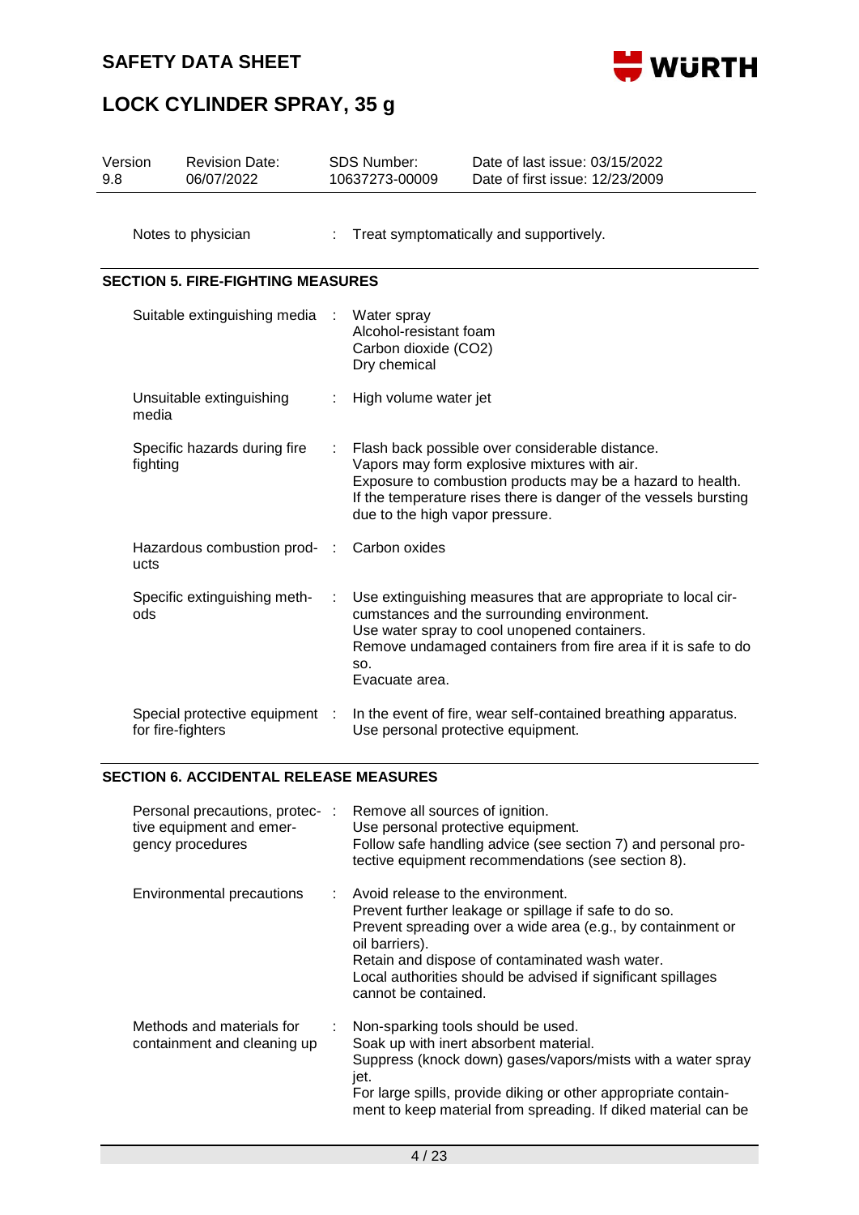Notes to physician : Treat symptomatically and supportively.

## SECTION 5. FIRE-FIGHTING MEASURES

| | |
|---|---|
| Suitable extinguishing media | Water spray<br>Alcohol-resistant foam<br>Carbon dioxide ($CO_2$)<br>Dry chemical |
| Unsuitable extinguishing media | High volume water jet |
| Specific hazards during fire fighting | Flash back possible over considerable distance.<br>Vapors may form explosive mixtures with air.<br>Exposure to combustion products may be a hazard to health.<br>If the temperature rises there is danger of the vessels bursting due to the high vapor pressure. |
| Hazardous combustion products | Carbon oxides |
| Specific extinguishing methods | Use extinguishing measures that are appropriate to local circumstances and the surrounding environment.<br>Use water spray to cool unopened containers.<br>Remove undamaged containers from fire area if it is safe to do so.<br>Evacuate area. |
| Special protective equipment for fire-fighters | In the event of fire, wear self-contained breathing apparatus.<br>Use personal protective equipment. |

## SECTION 6. ACCIDENTAL RELEASE MEASURES

| | |
|---|---|
| Personal precautions, protective equipment and emergency procedures | Remove all sources of ignition.<br>Use personal protective equipment.<br>Follow safe handling advice (see section 7) and personal protective equipment recommendations (see section 8). |
| Environmental precautions | Avoid release to the environment.<br>Prevent further leakage or spillage if safe to do so.<br>Prevent spreading over a wide area (e.g., by containment or oil barriers).<br>Retain and dispose of contaminated wash water.<br>Local authorities should be advised if significant spillages cannot be contained. |
| Methods and materials for containment and cleaning up | Non-sparking tools should be used.<br>Soak up with inert absorbent material.<br>Suppress (knock down) gases/vapors/mists with a water spray jet.<br>For large spills, provide diking or other appropriate containment to keep material from spreading. If diked material can be |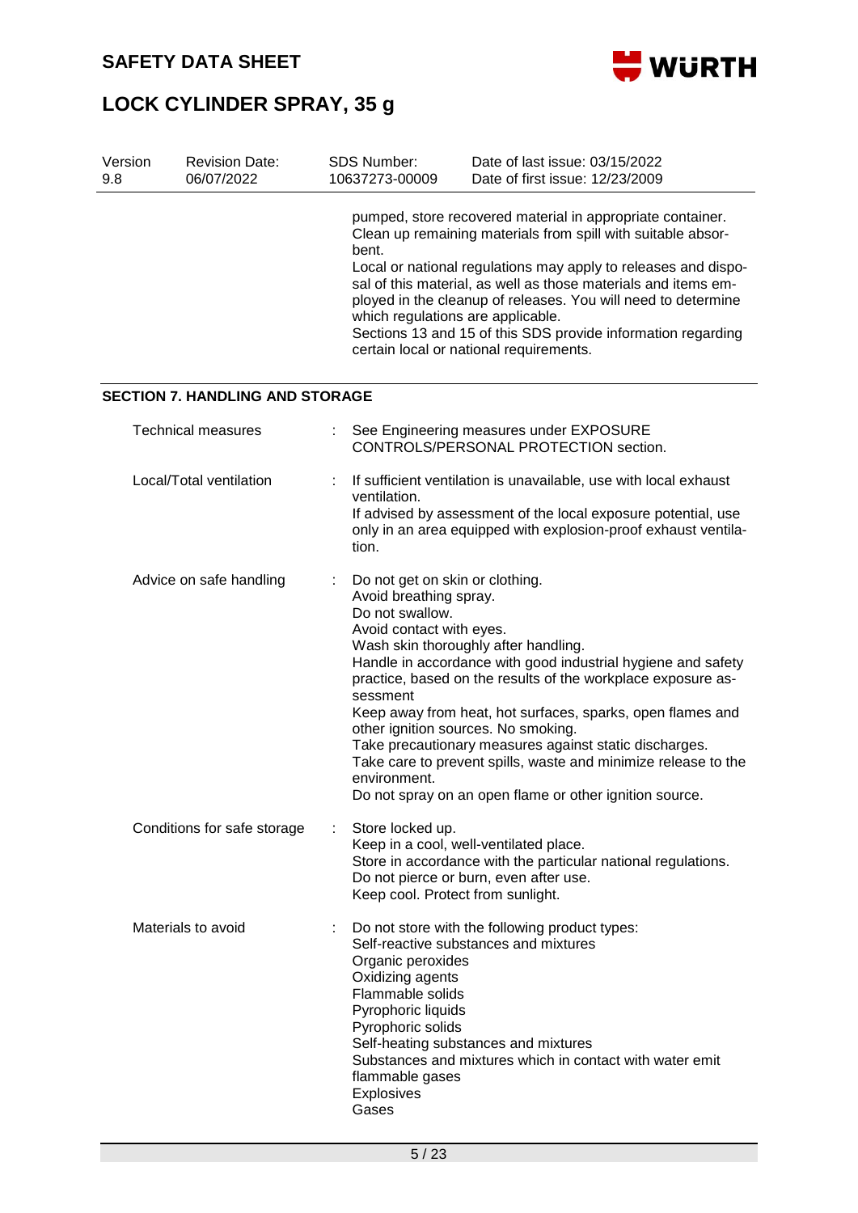pumped, store recovered material in appropriate container. Clean up remaining materials from spill with suitable absorbent.
Local or national regulations may apply to releases and disposal of this material, as well as those materials and items employed in the cleanup of releases. You will need to determine which regulations are applicable.
Sections 13 and 15 of this SDS provide information regarding certain local or national requirements.

## SECTION 7. HANDLING AND STORAGE

**Technical measures** : See Engineering measures under EXPOSURE CONTROLS/PERSONAL PROTECTION section.

**Local/Total ventilation** : If sufficient ventilation is unavailable, use with local exhaust ventilation.
If advised by assessment of the local exposure potential, use only in an area equipped with explosion-proof exhaust ventilation.

**Advice on safe handling** : Do not get on skin or clothing.
Avoid breathing spray.
Do not swallow.
Avoid contact with eyes.
Wash skin thoroughly after handling.
Handle in accordance with good industrial hygiene and safety practice, based on the results of the workplace exposure assessment
Keep away from heat, hot surfaces, sparks, open flames and other ignition sources. No smoking.
Take precautionary measures against static discharges.
Take care to prevent spills, waste and minimize release to the environment.
Do not spray on an open flame or other ignition source.

**Conditions for safe storage** : Store locked up.
Keep in a cool, well-ventilated place.
Store in accordance with the particular national regulations.
Do not pierce or burn, even after use.
Keep cool. Protect from sunlight.

**Materials to avoid** : Do not store with the following product types:
Self-reactive substances and mixtures
Organic peroxides
Oxidizing agents
Flammable solids
Pyrophoric liquids
Pyrophoric solids
Self-heating substances and mixtures
Substances and mixtures which in contact with water emit flammable gases
Explosives
Gases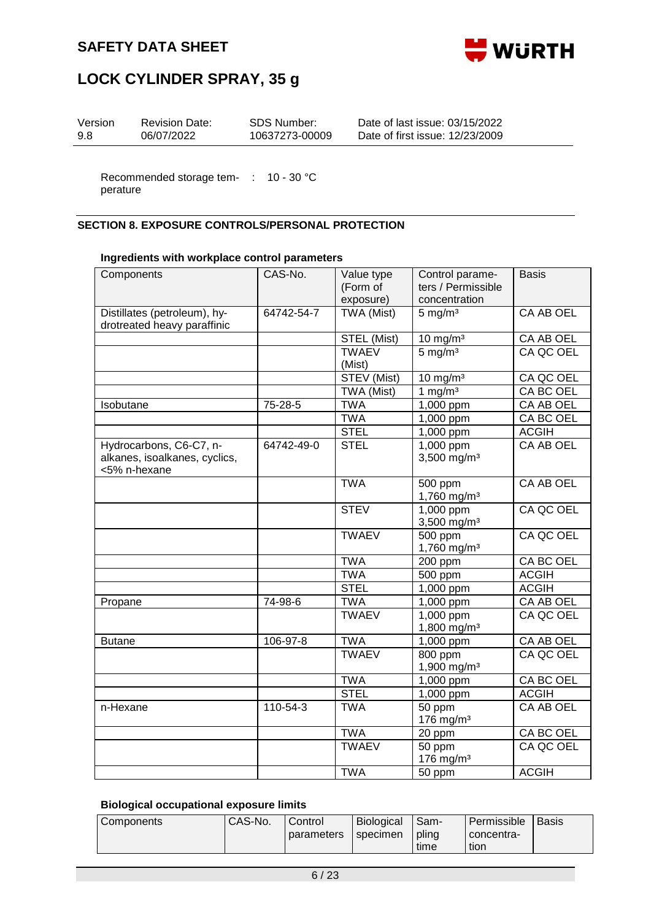Recommended storage temperature : 10 - 30 °C

## SECTION 8. EXPOSURE CONTROLS/PERSONAL PROTECTION

### Ingredients with workplace control parameters

| Components | CAS-No. | Value type (Form of exposure) | Control parameters / Permissible concentration | Basis |
|---|---|---|---|---|
| Distillates (petroleum), hydrotreated heavy paraffinic | 64742-54-7 | TWA (Mist) | 5 mg/m³ | CA AB OEL |
| | | STEL (Mist) | 10 mg/m³ | CA AB OEL |
| | | TWAEV (Mist) | 5 mg/m³ | CA QC OEL |
| | | STEV (Mist) | 10 mg/m³ | CA QC OEL |
| | | TWA (Mist) | 1 mg/m³ | CA BC OEL |
| Isobutane | 75-28-5 | TWA | 1,000 ppm | CA AB OEL |
| | | TWA | 1,000 ppm | CA BC OEL |
| | | STEL | 1,000 ppm | ACGIH |
| Hydrocarbons, C6-C7, n-alkanes, isoalkanes, cyclics, <5% n-hexane | 64742-49-0 | STEL | 1,000 ppm<br>3,500 mg/m³ | CA AB OEL |
| | | TWA | 500 ppm<br>1,760 mg/m³ | CA AB OEL |
| | | STEV | 1,000 ppm<br>3,500 mg/m³ | CA QC OEL |
| | | TWAEV | 500 ppm<br>1,760 mg/m³ | CA QC OEL |
| | | TWA | 200 ppm | CA BC OEL |
| | | TWA | 500 ppm | ACGIH |
| | | STEL | 1,000 ppm | ACGIH |
| Propane | 74-98-6 | TWA | 1,000 ppm | CA AB OEL |
| | | TWAEV | 1,000 ppm<br>1,800 mg/m³ | CA QC OEL |
| Butane | 106-97-8 | TWA | 1,000 ppm | CA AB OEL |
| | | TWAEV | 800 ppm<br>1,900 mg/m³ | CA QC OEL |
| | | TWA | 1,000 ppm | CA BC OEL |
| | | STEL | 1,000 ppm | ACGIH |
| n-Hexane | 110-54-3 | TWA | 50 ppm<br>176 mg/m³ | CA AB OEL |
| | | TWA | 20 ppm | CA BC OEL |
| | | TWAEV | 50 ppm<br>176 mg/m³ | CA QC OEL |
| | | TWA | 50 ppm | ACGIH |

### Biological occupational exposure limits

| Components | CAS-No. | Control parameters | Biological specimen | Sampling time | Permissible concentration | Basis |
|---|---|---|---|---|---|---|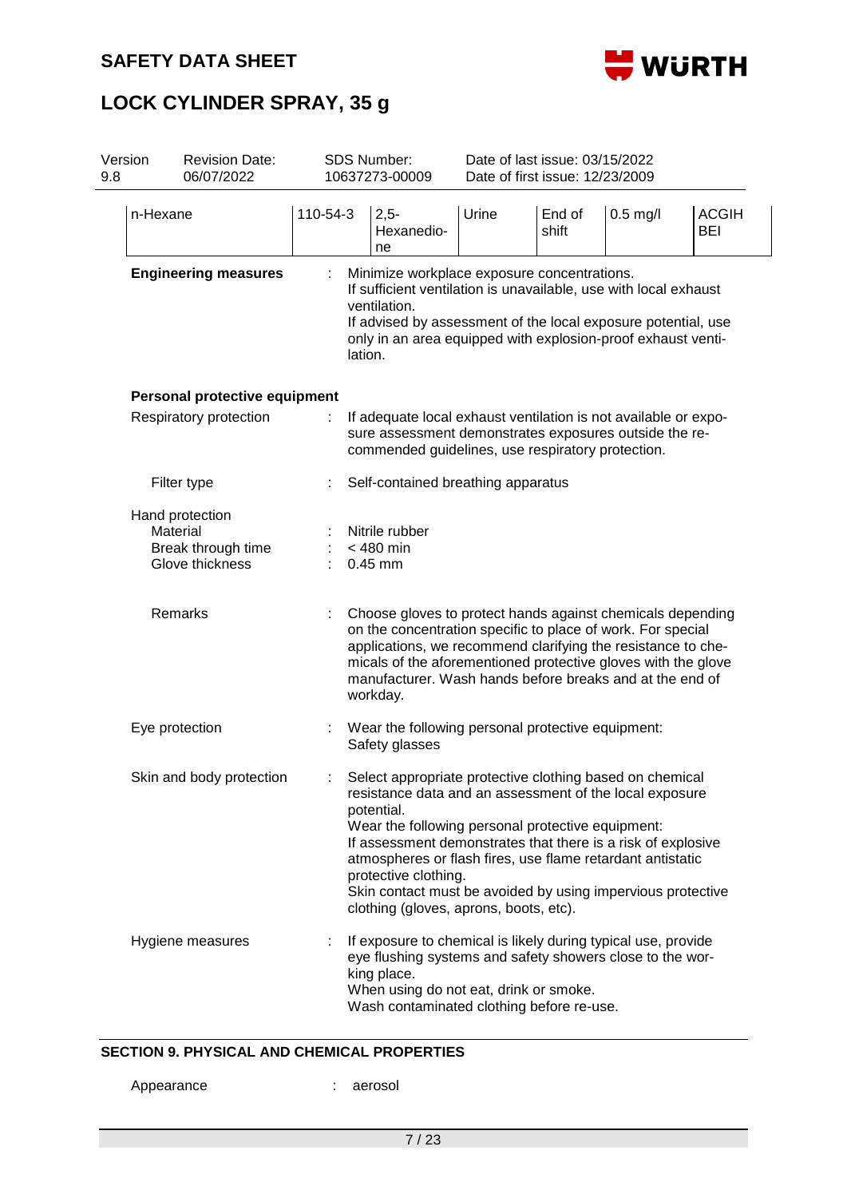| n-Hexane | 110-54-3 | 2,5-Hexanedione | Urine | End of shift | 0.5 mg/l | ACGIH BEI |
|---|---|---|---|---|---|---|

**Engineering measures** : Minimize workplace exposure concentrations.
If sufficient ventilation is unavailable, use with local exhaust ventilation.
If advised by assessment of the local exposure potential, use only in an area equipped with explosion-proof exhaust ventilation.

**Personal protective equipment**

Respiratory protection : If adequate local exhaust ventilation is not available or exposure assessment demonstrates exposures outside the recommended guidelines, use respiratory protection.

Filter type : Self-contained breathing apparatus

Hand protection
Material : Nitrile rubber
Break through time : < 480 min
Glove thickness : 0.45 mm

Remarks : Choose gloves to protect hands against chemicals depending on the concentration specific to place of work. For special applications, we recommend clarifying the resistance to chemicals of the aforementioned protective gloves with the glove manufacturer. Wash hands before breaks and at the end of workday.

Eye protection : Wear the following personal protective equipment:
Safety glasses

Skin and body protection : Select appropriate protective clothing based on chemical resistance data and an assessment of the local exposure potential.
Wear the following personal protective equipment:
If assessment demonstrates that there is a risk of explosive atmospheres or flash fires, use flame retardant antistatic protective clothing.
Skin contact must be avoided by using impervious protective clothing (gloves, aprons, boots, etc).

Hygiene measures : If exposure to chemical is likely during typical use, provide eye flushing systems and safety showers close to the working place.
When using do not eat, drink or smoke.
Wash contaminated clothing before re-use.

## SECTION 9. PHYSICAL AND CHEMICAL PROPERTIES

Appearance : aerosol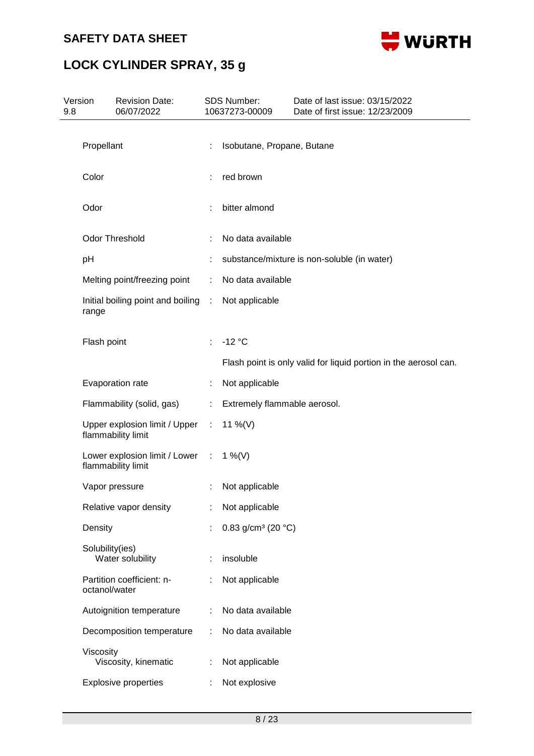# SAFETY DATA SHEET

# LOCK CYLINDER SPRAY, 35 g

| Version | Revision Date: | SDS Number: | Date of last issue: 03/15/2022 |
|---|---|---|---|
| 9.8 | 06/07/2022 | 10637273-00009 | Date of first issue: 12/23/2009 |

| | | |
|---|---|---|
| Propellant | : | Isobutane, Propane, Butane |
| Color | : | red brown |
| Odor | : | bitter almond |
| Odor Threshold | : | No data available |
| pH | : | substance/mixture is non-soluble (in water) |
| Melting point/freezing point | : | No data available |
| Initial boiling point and boiling range | : | Not applicable |
| Flash point | : | -12 °C<br>Flash point is only valid for liquid portion in the aerosol can. |
| Evaporation rate | : | Not applicable |
| Flammability (solid, gas) | : | Extremely flammable aerosol. |
| Upper explosion limit / Upper flammability limit | : | 11 %(V) |
| Lower explosion limit / Lower flammability limit | : | 1 %(V) |
| Vapor pressure | : | Not applicable |
| Relative vapor density | : | Not applicable |
| Density | : | 0.83 g/cm³ (20 °C) |
| Solubility(ies)<br>Water solubility | : | insoluble |
| Partition coefficient: n-octanol/water | : | Not applicable |
| Autoignition temperature | : | No data available |
| Decomposition temperature | : | No data available |
| Viscosity<br>Viscosity, kinematic | : | Not applicable |
| Explosive properties | : | Not explosive |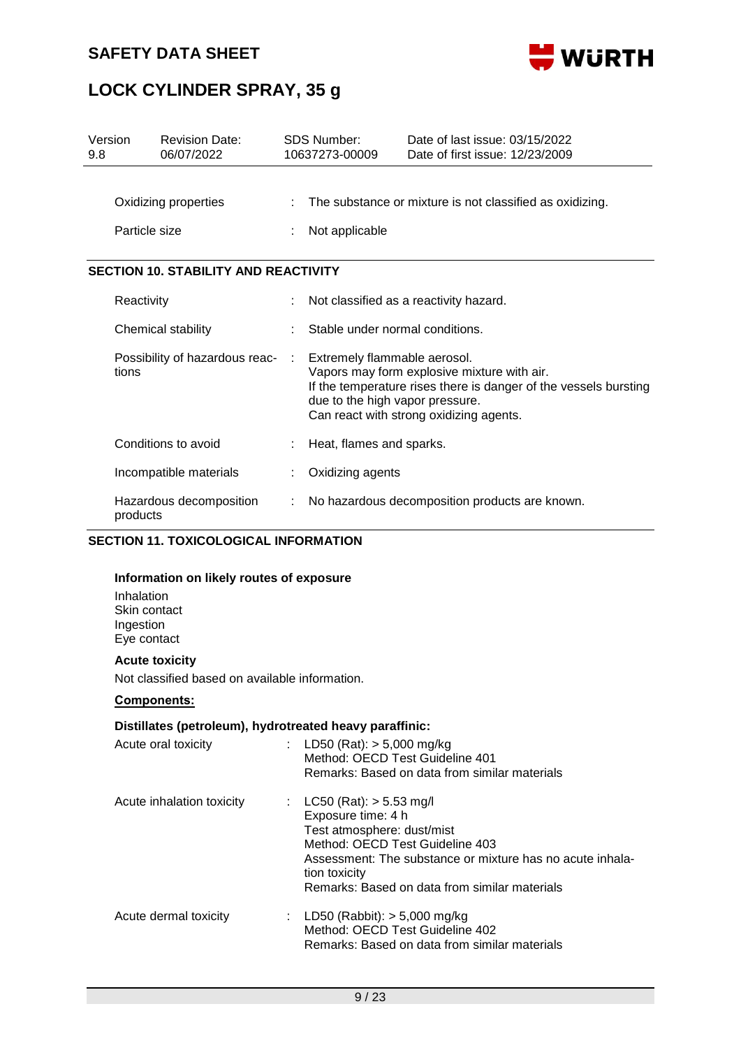| Oxidizing properties | : | The substance or mixture is not classified as oxidizing. |
|---|---|---|
| Particle size | : | Not applicable |

## SECTION 10. STABILITY AND REACTIVITY

| Reactivity | : | Not classified as a reactivity hazard. |
|---|---|---|
| Chemical stability | : | Stable under normal conditions. |
| Possibility of hazardous reactions | : | Extremely flammable aerosol.<br>Vapors may form explosive mixture with air.<br>If the temperature rises there is danger of the vessels bursting due to the high vapor pressure.<br>Can react with strong oxidizing agents. |
| Conditions to avoid | : | Heat, flames and sparks. |
| Incompatible materials | : | Oxidizing agents |
| Hazardous decomposition products | : | No hazardous decomposition products are known. |

## SECTION 11. TOXICOLOGICAL INFORMATION

### Information on likely routes of exposure

Inhalation
Skin contact
Ingestion
Eye contact

### Acute toxicity

Not classified based on available information.

**Components:**

**Distillates (petroleum), hydrotreated heavy paraffinic:**

| Acute oral toxicity | : | LD50 (Rat): > 5,000 mg/kg<br>Method: OECD Test Guideline 401<br>Remarks: Based on data from similar materials |
|---|---|---|
| Acute inhalation toxicity | : | LC50 (Rat): > 5.53 mg/l<br>Exposure time: 4 h<br>Test atmosphere: dust/mist<br>Method: OECD Test Guideline 403<br>Assessment: The substance or mixture has no acute inhalation toxicity<br>Remarks: Based on data from similar materials |
| Acute dermal toxicity | : | LD50 (Rabbit): > 5,000 mg/kg<br>Method: OECD Test Guideline 402<br>Remarks: Based on data from similar materials |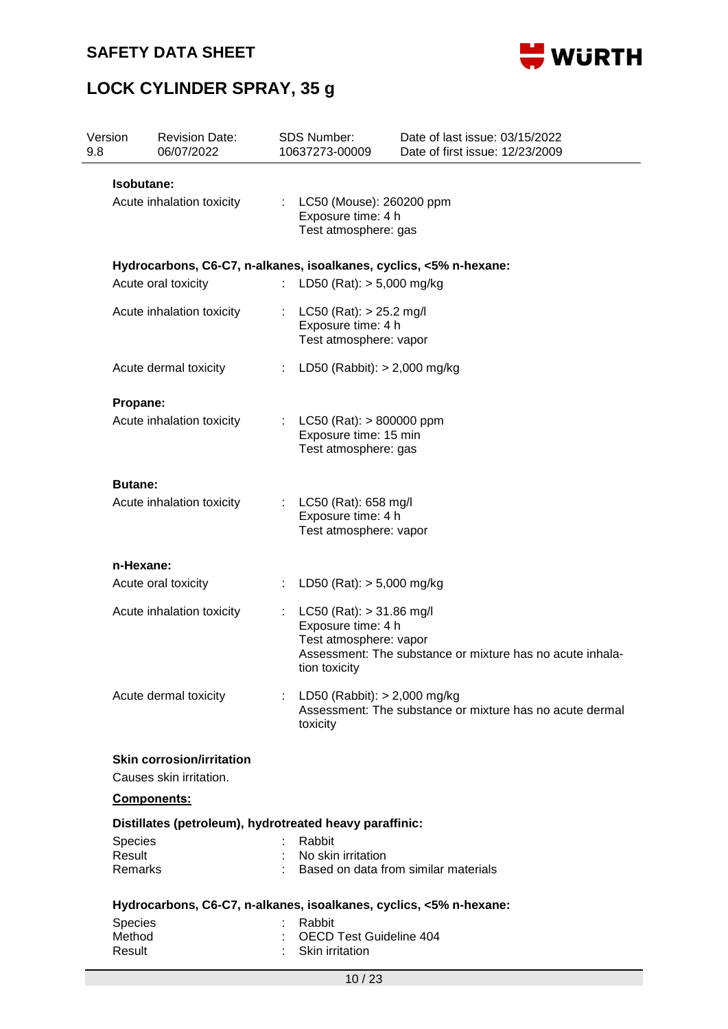**Isobutane:**

| | | |
|---|---|---|
| Acute inhalation toxicity | : | LC50 (Mouse): 260200 ppm<br>Exposure time: 4 h<br>Test atmosphere: gas |

**Hydrocarbons, C6-C7, n-alkanes, isoalkanes, cyclics, <5% n-hexane:**

| | | |
|---|---|---|
| Acute oral toxicity | : | LD50 (Rat): > 5,000 mg/kg |
| Acute inhalation toxicity | : | LC50 (Rat): > 25.2 mg/l<br>Exposure time: 4 h<br>Test atmosphere: vapor |
| Acute dermal toxicity | : | LD50 (Rabbit): > 2,000 mg/kg |

**Propane:**

| | | |
|---|---|---|
| Acute inhalation toxicity | : | LC50 (Rat): > 800000 ppm<br>Exposure time: 15 min<br>Test atmosphere: gas |

**Butane:**

| | | |
|---|---|---|
| Acute inhalation toxicity | : | LC50 (Rat): 658 mg/l<br>Exposure time: 4 h<br>Test atmosphere: vapor |

**n-Hexane:**

| | | |
|---|---|---|
| Acute oral toxicity | : | LD50 (Rat): > 5,000 mg/kg |
| Acute inhalation toxicity | : | LC50 (Rat): > 31.86 mg/l<br>Exposure time: 4 h<br>Test atmosphere: vapor<br>Assessment: The substance or mixture has no acute inhalation toxicity |
| Acute dermal toxicity | : | LD50 (Rabbit): > 2,000 mg/kg<br>Assessment: The substance or mixture has no acute dermal toxicity |

**Skin corrosion/irritation**

Causes skin irritation.

**Components:**

**Distillates (petroleum), hydrotreated heavy paraffinic:**

| | | |
|---|---|---|
| Species | : | Rabbit |
| Result | : | No skin irritation |
| Remarks | : | Based on data from similar materials |

**Hydrocarbons, C6-C7, n-alkanes, isoalkanes, cyclics, <5% n-hexane:**

| | | |
|---|---|---|
| Species | : | Rabbit |
| Method | : | OECD Test Guideline 404 |
| Result | : | Skin irritation |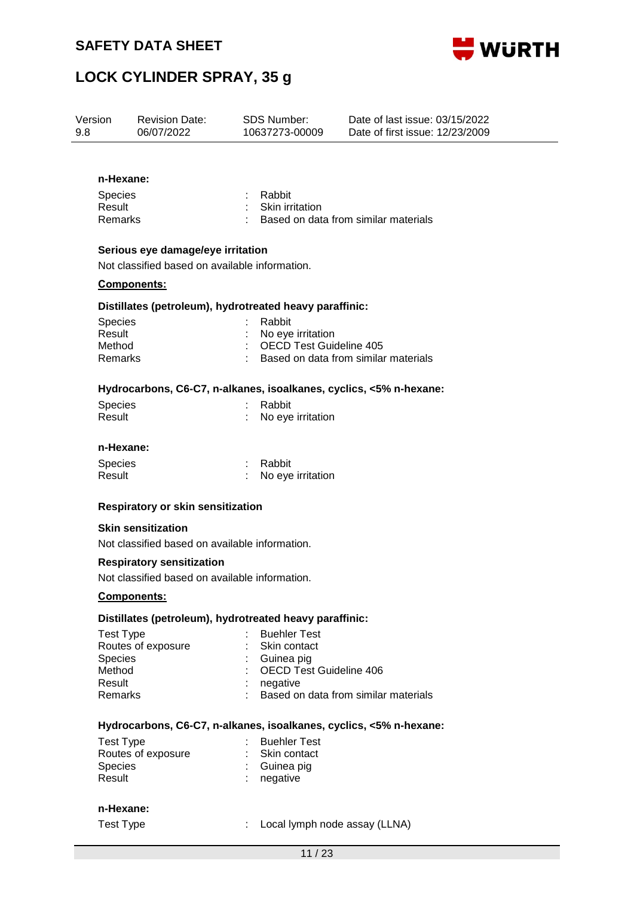**n-Hexane:**

| | | |
|---|---|---|
| Species | : | Rabbit |
| Result | : | Skin irritation |
| Remarks | : | Based on data from similar materials |

**Serious eye damage/eye irritation**

Not classified based on available information.

**Components:**

**Distillates (petroleum), hydrotreated heavy paraffinic:**

| | | |
|---|---|---|
| Species | : | Rabbit |
| Result | : | No eye irritation |
| Method | : | OECD Test Guideline 405 |
| Remarks | : | Based on data from similar materials |

**Hydrocarbons, C6-C7, n-alkanes, isoalkanes, cyclics, <5% n-hexane:**

| | | |
|---|---|---|
| Species | : | Rabbit |
| Result | : | No eye irritation |

**n-Hexane:**

| | | |
|---|---|---|
| Species | : | Rabbit |
| Result | : | No eye irritation |

**Respiratory or skin sensitization**

**Skin sensitization**

Not classified based on available information.

**Respiratory sensitization**

Not classified based on available information.

**Components:**

**Distillates (petroleum), hydrotreated heavy paraffinic:**

| | | |
|---|---|---|
| Test Type | : | Buehler Test |
| Routes of exposure | : | Skin contact |
| Species | : | Guinea pig |
| Method | : | OECD Test Guideline 406 |
| Result | : | negative |
| Remarks | : | Based on data from similar materials |

**Hydrocarbons, C6-C7, n-alkanes, isoalkanes, cyclics, <5% n-hexane:**

| | | |
|---|---|---|
| Test Type | : | Buehler Test |
| Routes of exposure | : | Skin contact |
| Species | : | Guinea pig |
| Result | : | negative |

**n-Hexane:**

| | | |
|---|---|---|
| Test Type | : | Local lymph node assay (LLNA) |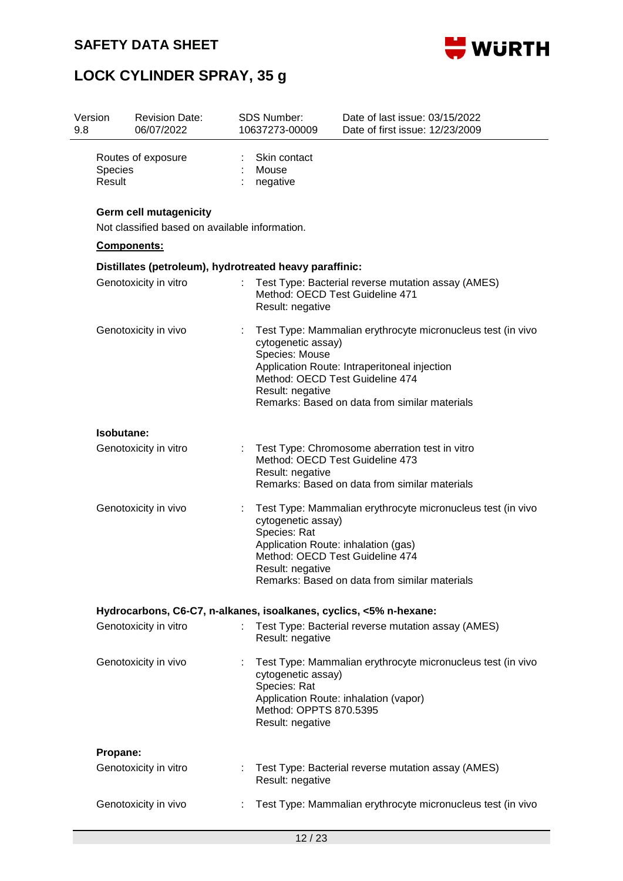| | | |
|---|---|---|
| Routes of exposure | : | Skin contact |
| Species | : | Mouse |
| Result | : | negative |

**Germ cell mutagenicity**

Not classified based on available information.

**Components:**

**Distillates (petroleum), hydrotreated heavy paraffinic:**

| | | |
|---|---|---|
| Genotoxicity in vitro | : | Test Type: Bacterial reverse mutation assay (AMES)<br>Method: OECD Test Guideline 471<br>Result: negative |
| Genotoxicity in vivo | : | Test Type: Mammalian erythrocyte micronucleus test (in vivo cytogenetic assay)<br>Species: Mouse<br>Application Route: Intraperitoneal injection<br>Method: OECD Test Guideline 474<br>Result: negative<br>Remarks: Based on data from similar materials |

**Isobutane:**

| | | |
|---|---|---|
| Genotoxicity in vitro | : | Test Type: Chromosome aberration test in vitro<br>Method: OECD Test Guideline 473<br>Result: negative<br>Remarks: Based on data from similar materials |
| Genotoxicity in vivo | : | Test Type: Mammalian erythrocyte micronucleus test (in vivo cytogenetic assay)<br>Species: Rat<br>Application Route: inhalation (gas)<br>Method: OECD Test Guideline 474<br>Result: negative<br>Remarks: Based on data from similar materials |

**Hydrocarbons, C6-C7, n-alkanes, isoalkanes, cyclics, <5% n-hexane:**

| | | |
|---|---|---|
| Genotoxicity in vitro | : | Test Type: Bacterial reverse mutation assay (AMES)<br>Result: negative |
| Genotoxicity in vivo | : | Test Type: Mammalian erythrocyte micronucleus test (in vivo cytogenetic assay)<br>Species: Rat<br>Application Route: inhalation (vapor)<br>Method: OPPTS 870.5395<br>Result: negative |

**Propane:**

| | | |
|---|---|---|
| Genotoxicity in vitro | : | Test Type: Bacterial reverse mutation assay (AMES)<br>Result: negative |
| Genotoxicity in vivo | : | Test Type: Mammalian erythrocyte micronucleus test (in vivo |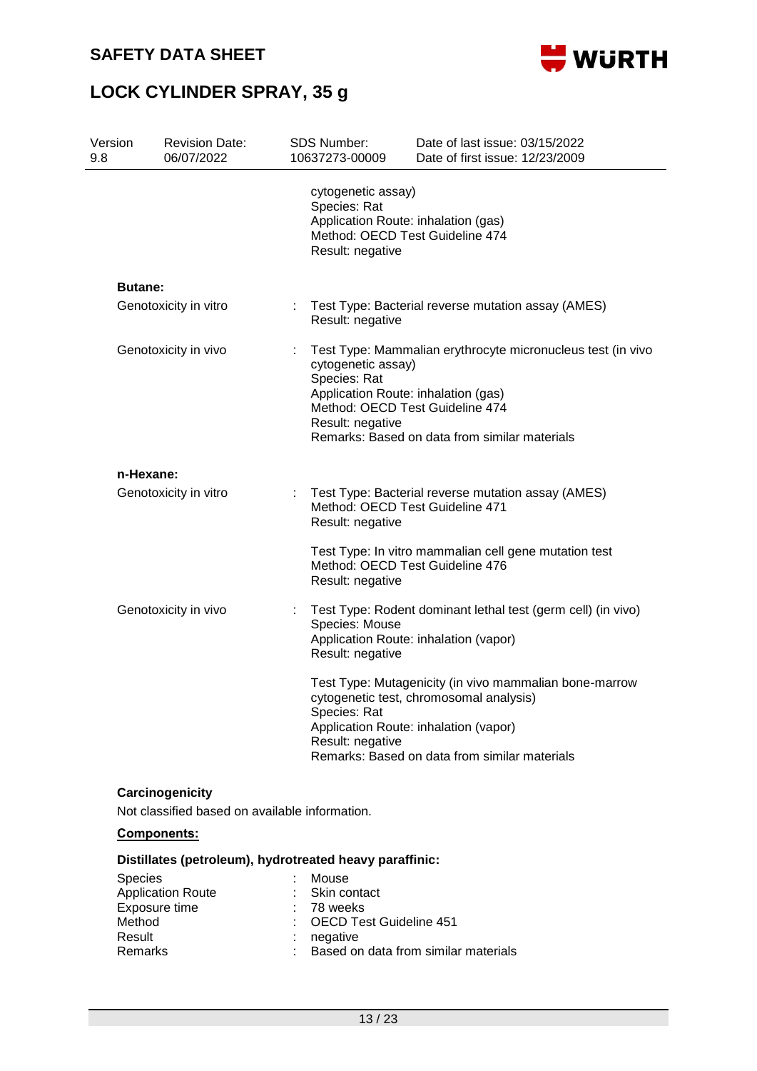cytogenetic assay)
Species: Rat
Application Route: inhalation (gas)
Method: OECD Test Guideline 474
Result: negative

**Butane:**

| | | |
|---|---|---|
| Genotoxicity in vitro | : | Test Type: Bacterial reverse mutation assay (AMES)<br>Result: negative |
| Genotoxicity in vivo | : | Test Type: Mammalian erythrocyte micronucleus test (in vivo cytogenetic assay)<br>Species: Rat<br>Application Route: inhalation (gas)<br>Method: OECD Test Guideline 474<br>Result: negative<br>Remarks: Based on data from similar materials |

**n-Hexane:**

| | | |
|---|---|---|
| Genotoxicity in vitro | : | Test Type: Bacterial reverse mutation assay (AMES)<br>Method: OECD Test Guideline 471<br>Result: negative<br><br>Test Type: In vitro mammalian cell gene mutation test<br>Method: OECD Test Guideline 476<br>Result: negative |
| Genotoxicity in vivo | : | Test Type: Rodent dominant lethal test (germ cell) (in vivo)<br>Species: Mouse<br>Application Route: inhalation (vapor)<br>Result: negative<br><br>Test Type: Mutagenicity (in vivo mammalian bone-marrow cytogenetic test, chromosomal analysis)<br>Species: Rat<br>Application Route: inhalation (vapor)<br>Result: negative<br>Remarks: Based on data from similar materials |

### Carcinogenicity

Not classified based on available information.

**Components:**

**Distillates (petroleum), hydrotreated heavy paraffinic:**

| | | |
|---|---|---|
| Species | : | Mouse |
| Application Route | : | Skin contact |
| Exposure time | : | 78 weeks |
| Method | : | OECD Test Guideline 451 |
| Result | : | negative |
| Remarks | : | Based on data from similar materials |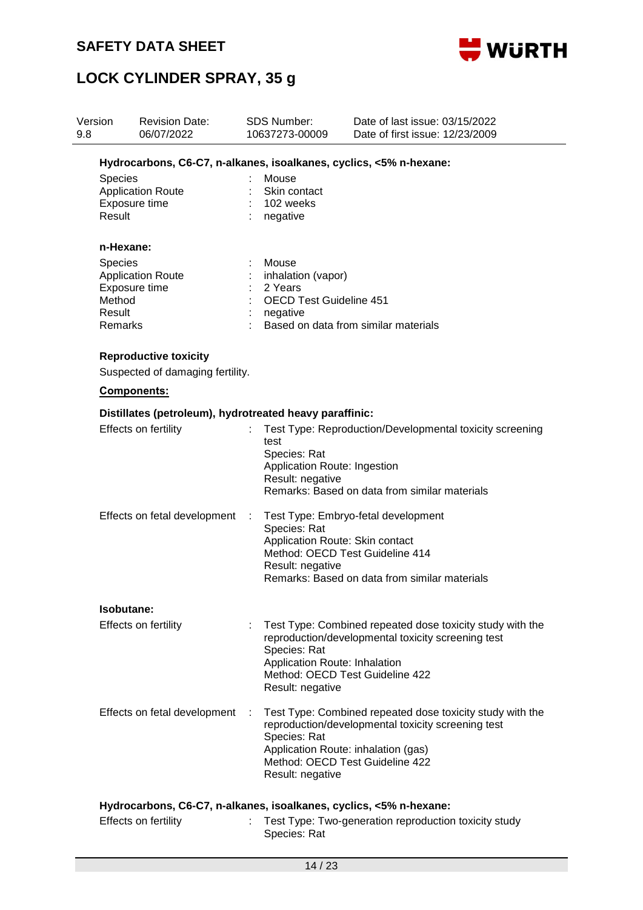**Hydrocarbons, C6-C7, n-alkanes, isoalkanes, cyclics, <5% n-hexane:**

| | | |
|---|---|---|
| Species | : | Mouse |
| Application Route | : | Skin contact |
| Exposure time | : | 102 weeks |
| Result | : | negative |

**n-Hexane:**

| | | |
|---|---|---|
| Species | : | Mouse |
| Application Route | : | inhalation (vapor) |
| Exposure time | : | 2 Years |
| Method | : | OECD Test Guideline 451 |
| Result | : | negative |
| Remarks | : | Based on data from similar materials |

**Reproductive toxicity**

Suspected of damaging fertility.

**Components:**

**Distillates (petroleum), hydrotreated heavy paraffinic:**

| | | |
|---|---|---|
| Effects on fertility | : | Test Type: Reproduction/Developmental toxicity screening test<br>Species: Rat<br>Application Route: Ingestion<br>Result: negative<br>Remarks: Based on data from similar materials |
| Effects on fetal development | : | Test Type: Embryo-fetal development<br>Species: Rat<br>Application Route: Skin contact<br>Method: OECD Test Guideline 414<br>Result: negative<br>Remarks: Based on data from similar materials |

**Isobutane:**

| | | |
|---|---|---|
| Effects on fertility | : | Test Type: Combined repeated dose toxicity study with the reproduction/developmental toxicity screening test<br>Species: Rat<br>Application Route: Inhalation<br>Method: OECD Test Guideline 422<br>Result: negative |
| Effects on fetal development | : | Test Type: Combined repeated dose toxicity study with the reproduction/developmental toxicity screening test<br>Species: Rat<br>Application Route: inhalation (gas)<br>Method: OECD Test Guideline 422<br>Result: negative |

**Hydrocarbons, C6-C7, n-alkanes, isoalkanes, cyclics, <5% n-hexane:**

| | | |
|---|---|---|
| Effects on fertility | : | Test Type: Two-generation reproduction toxicity study<br>Species: Rat |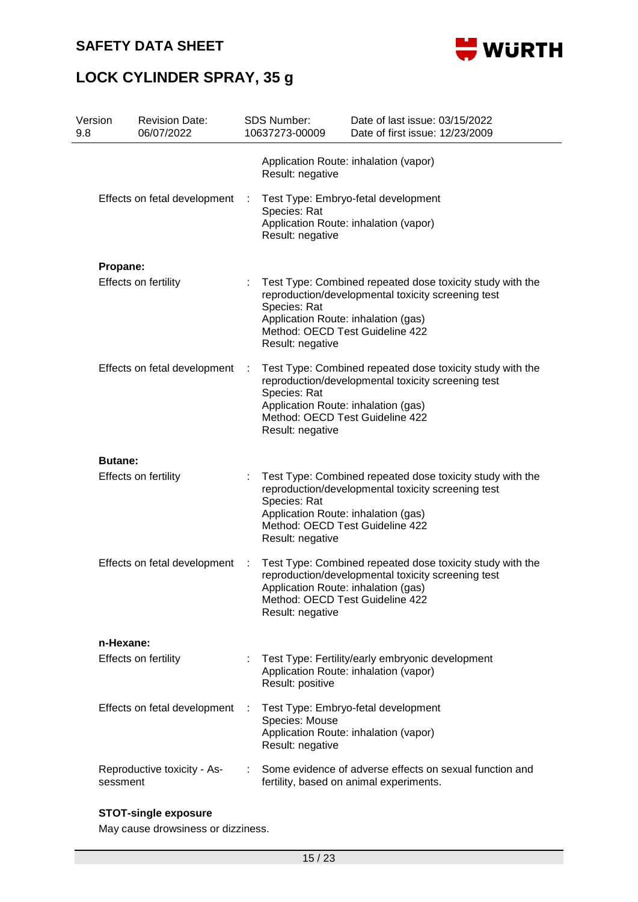| | | |
|---|---|---|
| | | Application Route: inhalation (vapor)<br>Result: negative |
| Effects on fetal development | : | Test Type: Embryo-fetal development<br>Species: Rat<br>Application Route: inhalation (vapor)<br>Result: negative |

**Propane:**

| | | |
|---|---|---|
| Effects on fertility | : | Test Type: Combined repeated dose toxicity study with the reproduction/developmental toxicity screening test<br>Species: Rat<br>Application Route: inhalation (gas)<br>Method: OECD Test Guideline 422<br>Result: negative |
| Effects on fetal development | : | Test Type: Combined repeated dose toxicity study with the reproduction/developmental toxicity screening test<br>Species: Rat<br>Application Route: inhalation (gas)<br>Method: OECD Test Guideline 422<br>Result: negative |

**Butane:**

| | | |
|---|---|---|
| Effects on fertility | : | Test Type: Combined repeated dose toxicity study with the reproduction/developmental toxicity screening test<br>Species: Rat<br>Application Route: inhalation (gas)<br>Method: OECD Test Guideline 422<br>Result: negative |
| Effects on fetal development | : | Test Type: Combined repeated dose toxicity study with the reproduction/developmental toxicity screening test<br>Application Route: inhalation (gas)<br>Method: OECD Test Guideline 422<br>Result: negative |

**n-Hexane:**

| | | |
|---|---|---|
| Effects on fertility | : | Test Type: Fertility/early embryonic development<br>Application Route: inhalation (vapor)<br>Result: positive |
| Effects on fetal development | : | Test Type: Embryo-fetal development<br>Species: Mouse<br>Application Route: inhalation (vapor)<br>Result: negative |
| Reproductive toxicity - Assessment | : | Some evidence of adverse effects on sexual function and fertility, based on animal experiments. |

**STOT-single exposure**

May cause drowsiness or dizziness.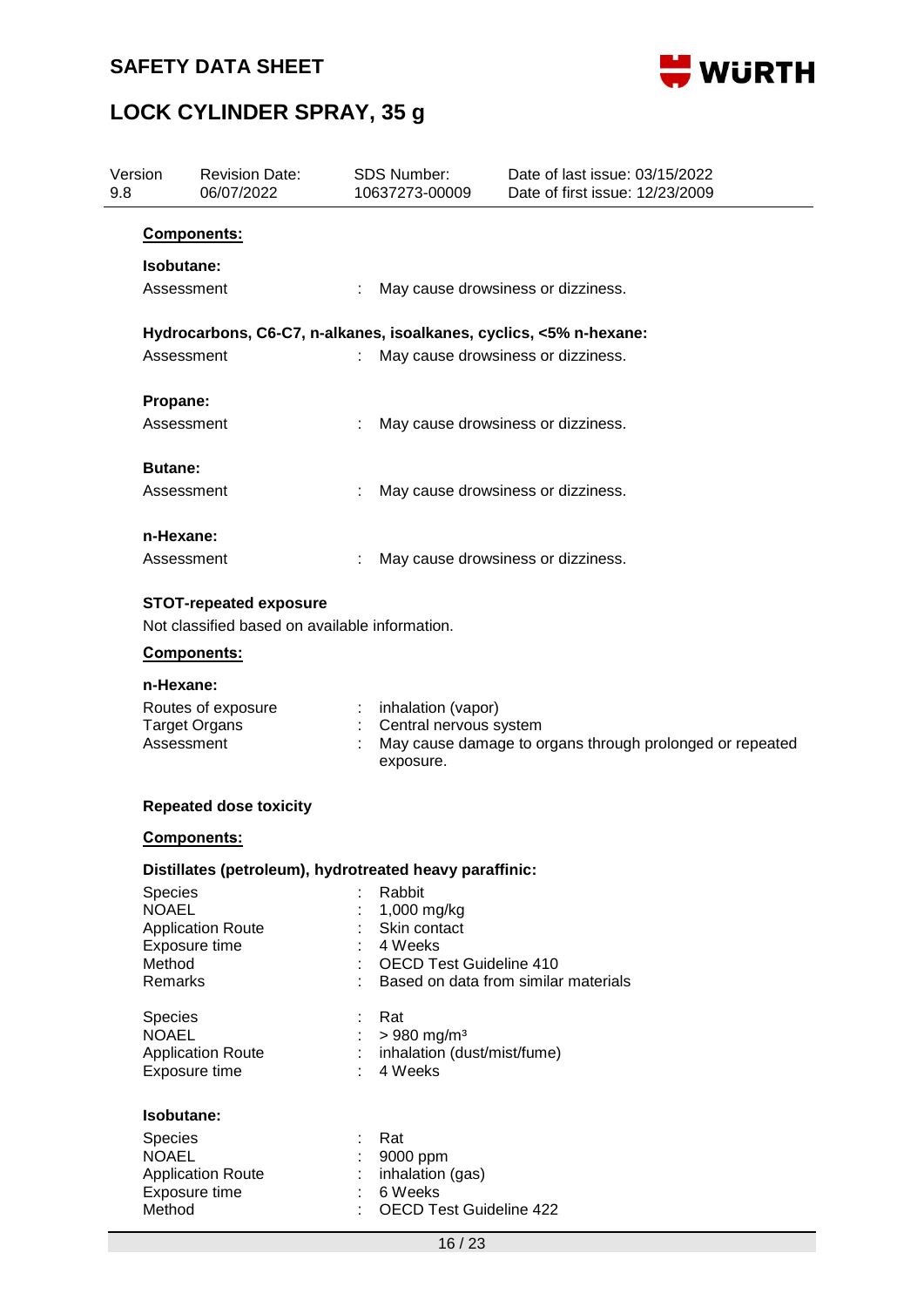| Version | Revision Date: | SDS Number: | Date of last issue: 03/15/2022 |
|---|---|---|---|
| 9.8 | 06/07/2022 | 10637273-00009 | Date of first issue: 12/23/2009 |

**Components:**

**Isobutane:**

Assessment : May cause drowsiness or dizziness.

**Hydrocarbons, C6-C7, n-alkanes, isoalkanes, cyclics, <5% n-hexane:**

Assessment : May cause drowsiness or dizziness.

**Propane:**

Assessment : May cause drowsiness or dizziness.

**Butane:**

Assessment : May cause drowsiness or dizziness.

**n-Hexane:**

Assessment : May cause drowsiness or dizziness.

**STOT-repeated exposure**

Not classified based on available information.

**Components:**

**n-Hexane:**

Routes of exposure : inhalation (vapor)
Target Organs : Central nervous system
Assessment : May cause damage to organs through prolonged or repeated exposure.

**Repeated dose toxicity**

**Components:**

**Distillates (petroleum), hydrotreated heavy paraffinic:**

Species : Rabbit
NOAEL : 1,000 mg/kg
Application Route : Skin contact
Exposure time : 4 Weeks
Method : OECD Test Guideline 410
Remarks : Based on data from similar materials

Species : Rat
NOAEL : > 980 mg/m³
Application Route : inhalation (dust/mist/fume)
Exposure time : 4 Weeks

**Isobutane:**

Species : Rat
NOAEL : 9000 ppm
Application Route : inhalation (gas)
Exposure time : 6 Weeks
Method : OECD Test Guideline 422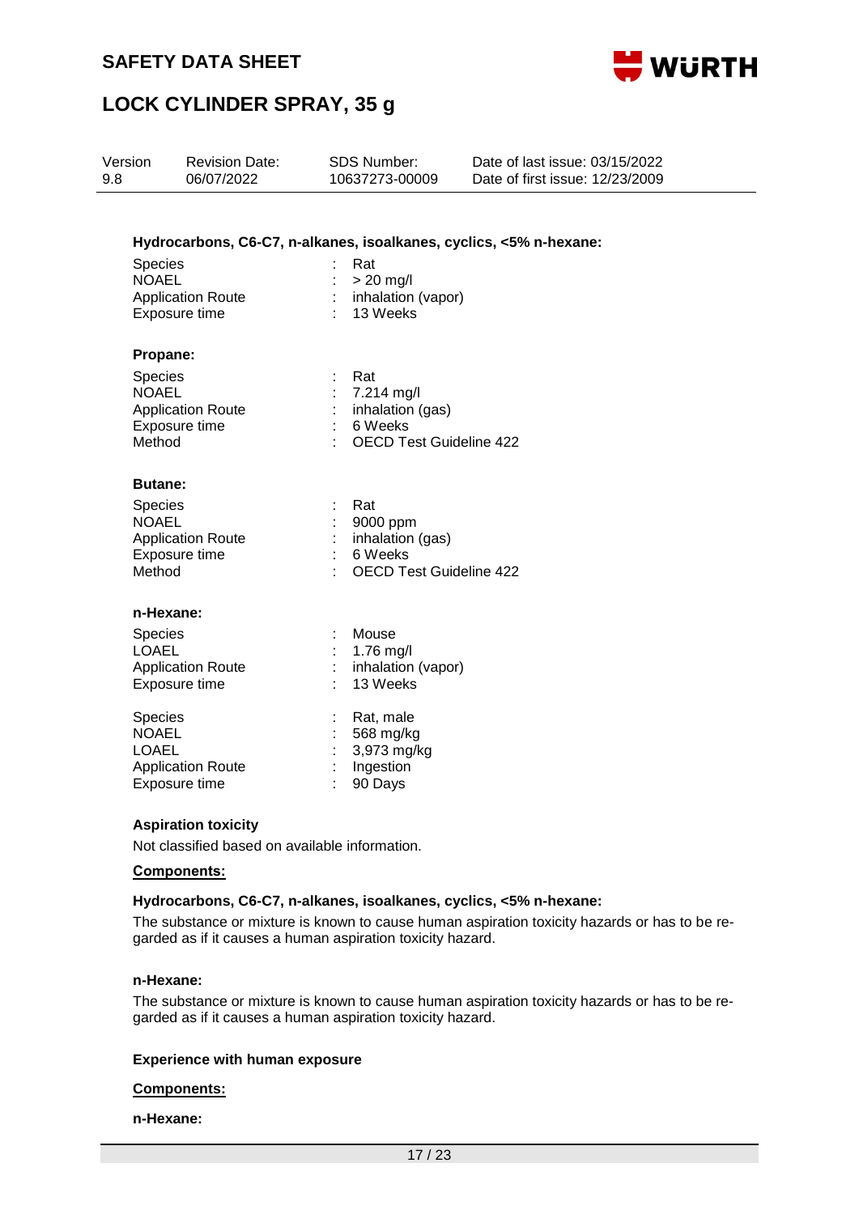**Hydrocarbons, C6-C7, n-alkanes, isoalkanes, cyclics, <5% n-hexane:**

| | | |
|---|---|---|
| Species | : | Rat |
| NOAEL | : | > 20 mg/l |
| Application Route | : | inhalation (vapor) |
| Exposure time | : | 13 Weeks |

**Propane:**

| | | |
|---|---|---|
| Species | : | Rat |
| NOAEL | : | 7.214 mg/l |
| Application Route | : | inhalation (gas) |
| Exposure time | : | 6 Weeks |
| Method | : | OECD Test Guideline 422 |

**Butane:**

| | | |
|---|---|---|
| Species | : | Rat |
| NOAEL | : | 9000 ppm |
| Application Route | : | inhalation (gas) |
| Exposure time | : | 6 Weeks |
| Method | : | OECD Test Guideline 422 |

**n-Hexane:**

| | | |
|---|---|---|
| Species | : | Mouse |
| LOAEL | : | 1.76 mg/l |
| Application Route | : | inhalation (vapor) |
| Exposure time | : | 13 Weeks |

| | | |
|---|---|---|
| Species | : | Rat, male |
| NOAEL | : | 568 mg/kg |
| LOAEL | : | 3,973 mg/kg |
| Application Route | : | Ingestion |
| Exposure time | : | 90 Days |

**Aspiration toxicity**

Not classified based on available information.

**Components:**

**Hydrocarbons, C6-C7, n-alkanes, isoalkanes, cyclics, <5% n-hexane:**

The substance or mixture is known to cause human aspiration toxicity hazards or has to be regarded as if it causes a human aspiration toxicity hazard.

**n-Hexane:**

The substance or mixture is known to cause human aspiration toxicity hazards or has to be regarded as if it causes a human aspiration toxicity hazard.

**Experience with human exposure**

**Components:**

**n-Hexane:**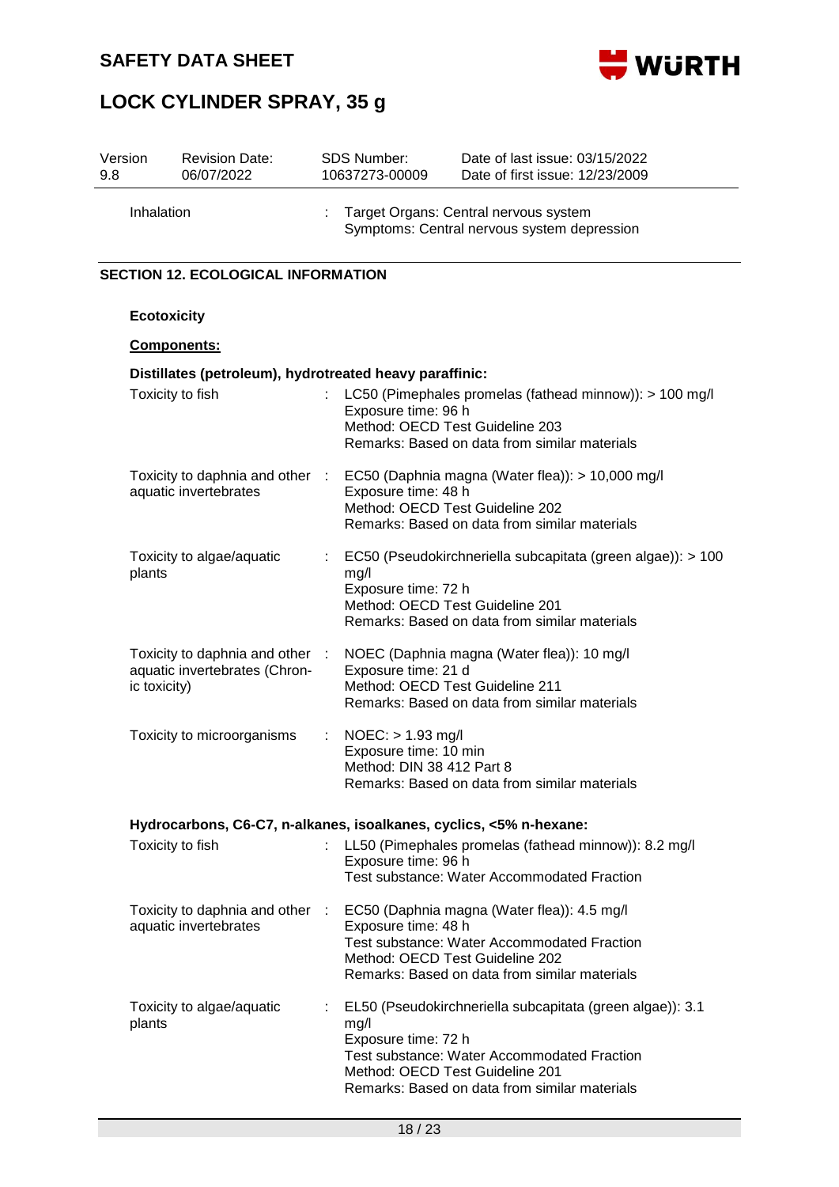| | | |
|---|---|---|
| Inhalation | : | Target Organs: Central nervous system<br>Symptoms: Central nervous system depression |

## SECTION 12. ECOLOGICAL INFORMATION

**Ecotoxicity**

**Components:**

**Distillates (petroleum), hydrotreated heavy paraffinic:**

| | | |
|---|---|---|
| Toxicity to fish | : | LC50 (Pimephales promelas (fathead minnow)): > 100 mg/l<br>Exposure time: 96 h<br>Method: OECD Test Guideline 203<br>Remarks: Based on data from similar materials |
| Toxicity to daphnia and other aquatic invertebrates | : | EC50 (Daphnia magna (Water flea)): > 10,000 mg/l<br>Exposure time: 48 h<br>Method: OECD Test Guideline 202<br>Remarks: Based on data from similar materials |
| Toxicity to algae/aquatic plants | : | EC50 (Pseudokirchneriella subcapitata (green algae)): > 100 mg/l<br>Exposure time: 72 h<br>Method: OECD Test Guideline 201<br>Remarks: Based on data from similar materials |
| Toxicity to daphnia and other aquatic invertebrates (Chronic toxicity) | : | NOEC (Daphnia magna (Water flea)): 10 mg/l<br>Exposure time: 21 d<br>Method: OECD Test Guideline 211<br>Remarks: Based on data from similar materials |
| Toxicity to microorganisms | : | NOEC: > 1.93 mg/l<br>Exposure time: 10 min<br>Method: DIN 38 412 Part 8<br>Remarks: Based on data from similar materials |

**Hydrocarbons, C6-C7, n-alkanes, isoalkanes, cyclics, <5% n-hexane:**

| | | |
|---|---|---|
| Toxicity to fish | : | LL50 (Pimephales promelas (fathead minnow)): 8.2 mg/l<br>Exposure time: 96 h<br>Test substance: Water Accommodated Fraction |
| Toxicity to daphnia and other aquatic invertebrates | : | EC50 (Daphnia magna (Water flea)): 4.5 mg/l<br>Exposure time: 48 h<br>Test substance: Water Accommodated Fraction<br>Method: OECD Test Guideline 202<br>Remarks: Based on data from similar materials |
| Toxicity to algae/aquatic plants | : | EL50 (Pseudokirchneriella subcapitata (green algae)): 3.1 mg/l<br>Exposure time: 72 h<br>Test substance: Water Accommodated Fraction<br>Method: OECD Test Guideline 201<br>Remarks: Based on data from similar materials |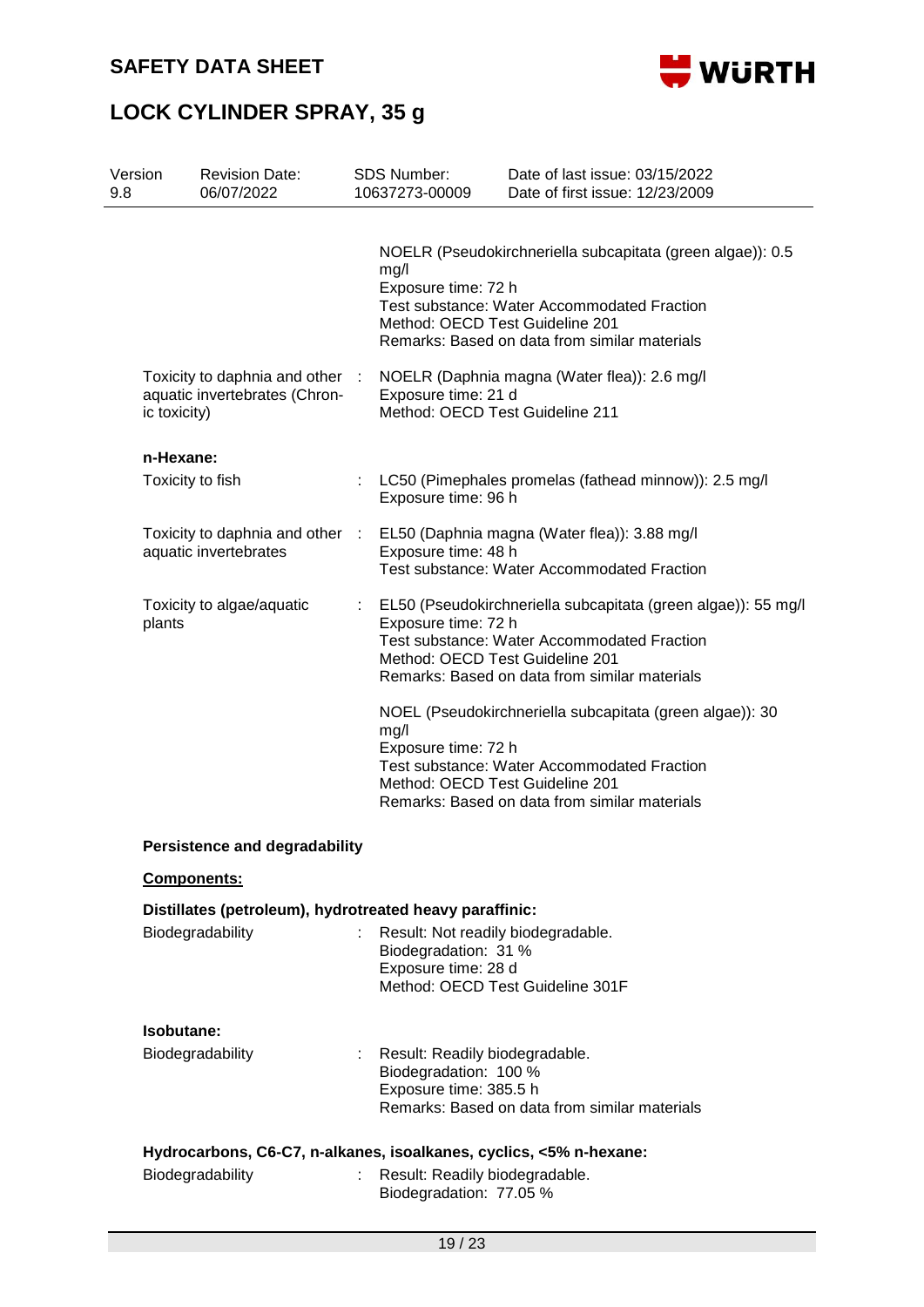NOELR (Pseudokirchneriella subcapitata (green algae)): 0.5 mg/l
Exposure time: 72 h
Test substance: Water Accommodated Fraction
Method: OECD Test Guideline 201
Remarks: Based on data from similar materials

Toxicity to daphnia and other aquatic invertebrates (Chronic toxicity) : NOELR (Daphnia magna (Water flea)): 2.6 mg/l
Exposure time: 21 d
Method: OECD Test Guideline 211

**n-Hexane:**

Toxicity to fish : LC50 (Pimephales promelas (fathead minnow)): 2.5 mg/l
Exposure time: 96 h

Toxicity to daphnia and other aquatic invertebrates : EL50 (Daphnia magna (Water flea)): 3.88 mg/l
Exposure time: 48 h
Test substance: Water Accommodated Fraction

Toxicity to algae/aquatic plants : EL50 (Pseudokirchneriella subcapitata (green algae)): 55 mg/l
Exposure time: 72 h
Test substance: Water Accommodated Fraction
Method: OECD Test Guideline 201
Remarks: Based on data from similar materials

NOEL (Pseudokirchneriella subcapitata (green algae)): 30 mg/l
Exposure time: 72 h
Test substance: Water Accommodated Fraction
Method: OECD Test Guideline 201
Remarks: Based on data from similar materials

**Persistence and degradability**

**Components:**

**Distillates (petroleum), hydrotreated heavy paraffinic:**

Biodegradability : Result: Not readily biodegradable.
Biodegradation: 31 %
Exposure time: 28 d
Method: OECD Test Guideline 301F

**Isobutane:**

Biodegradability : Result: Readily biodegradable.
Biodegradation: 100 %
Exposure time: 385.5 h
Remarks: Based on data from similar materials

**Hydrocarbons, C6-C7, n-alkanes, isoalkanes, cyclics, <5% n-hexane:**

Biodegradability : Result: Readily biodegradable.
Biodegradation: 77.05 %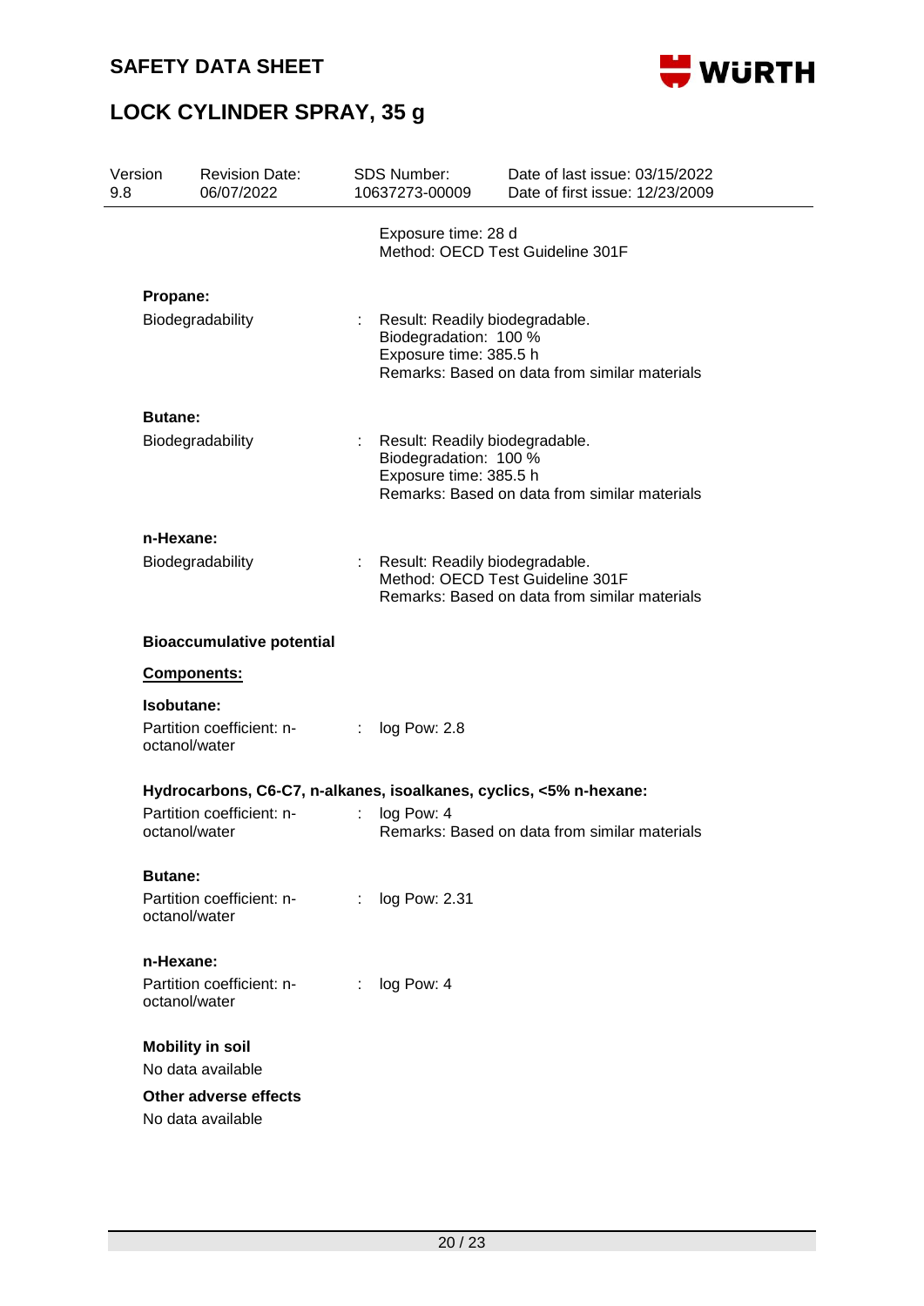Exposure time: 28 d
Method: OECD Test Guideline 301F

**Propane:**

Biodegradability : Result: Readily biodegradable.
Biodegradation: 100 %
Exposure time: 385.5 h
Remarks: Based on data from similar materials

**Butane:**

Biodegradability : Result: Readily biodegradable.
Biodegradation: 100 %
Exposure time: 385.5 h
Remarks: Based on data from similar materials

**n-Hexane:**

Biodegradability : Result: Readily biodegradable.
Method: OECD Test Guideline 301F
Remarks: Based on data from similar materials

**Bioaccumulative potential**

**Components:**

**Isobutane:**

Partition coefficient: n-octanol/water : log Pow: 2.8

**Hydrocarbons, C6-C7, n-alkanes, isoalkanes, cyclics, <5% n-hexane:**

Partition coefficient: n-octanol/water : log Pow: 4
Remarks: Based on data from similar materials

**Butane:**

Partition coefficient: n-octanol/water : log Pow: 2.31

**n-Hexane:**

Partition coefficient: n-octanol/water : log Pow: 4

**Mobility in soil**

No data available

**Other adverse effects**

No data available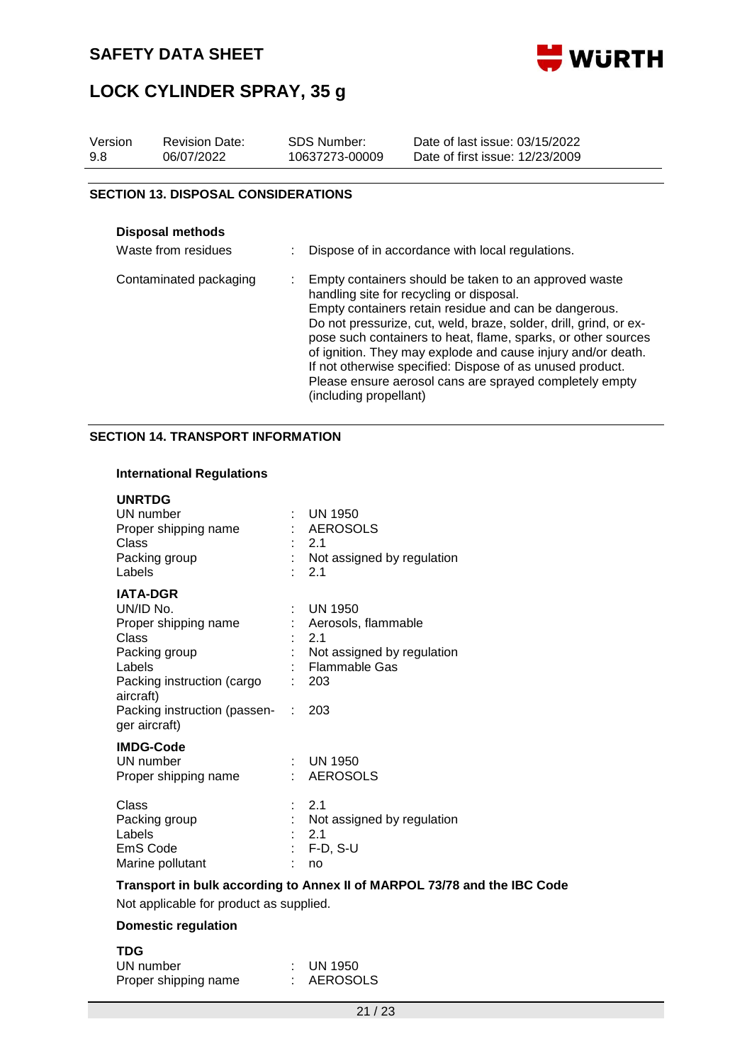## SECTION 13. DISPOSAL CONSIDERATIONS

**Disposal methods**

| | |
|---|---|
| Waste from residues | Dispose of in accordance with local regulations. |
| Contaminated packaging | Empty containers should be taken to an approved waste handling site for recycling or disposal. Empty containers retain residue and can be dangerous. Do not pressurize, cut, weld, braze, solder, drill, grind, or expose such containers to heat, flame, sparks, or other sources of ignition. They may explode and cause injury and/or death. If not otherwise specified: Dispose of as unused product. Please ensure aerosol cans are sprayed completely empty (including propellant) |

## SECTION 14. TRANSPORT INFORMATION

**International Regulations**

**UNRTDG**

| | |
|---|---|
| UN number | UN 1950 |
| Proper shipping name | AEROSOLS |
| Class | 2.1 |
| Packing group | Not assigned by regulation |
| Labels | 2.1 |

**IATA-DGR**

| | |
|---|---|
| UN/ID No. | UN 1950 |
| Proper shipping name | Aerosols, flammable |
| Class | 2.1 |
| Packing group | Not assigned by regulation |
| Labels | Flammable Gas |
| Packing instruction (cargo aircraft) | 203 |
| Packing instruction (passenger aircraft) | 203 |

**IMDG-Code**

| | |
|---|---|
| UN number | UN 1950 |
| Proper shipping name | AEROSOLS |
| Class | 2.1 |
| Packing group | Not assigned by regulation |
| Labels | 2.1 |
| EmS Code | F-D, S-U |
| Marine pollutant | no |

**Transport in bulk according to Annex II of MARPOL 73/78 and the IBC Code**

Not applicable for product as supplied.

**Domestic regulation**

**TDG**

| | |
|---|---|
| UN number | UN 1950 |
| Proper shipping name | AEROSOLS |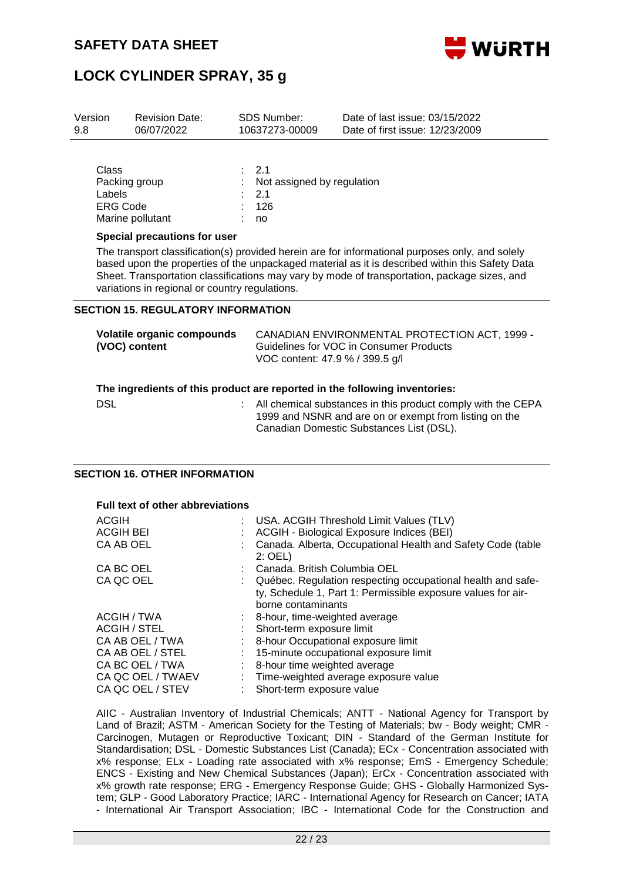| | | |
|---|---|---|
| Class | : | 2.1 |
| Packing group | : | Not assigned by regulation |
| Labels | : | 2.1 |
| ERG Code | : | 126 |
| Marine pollutant | : | no |

**Special precautions for user**

The transport classification(s) provided herein are for informational purposes only, and solely based upon the properties of the unpackaged material as it is described within this Safety Data Sheet. Transportation classifications may vary by mode of transportation, package sizes, and variations in regional or country regulations.

## SECTION 15. REGULATORY INFORMATION

**Volatile organic compounds (VOC) content** CANADIAN ENVIRONMENTAL PROTECTION ACT, 1999 - Guidelines for VOC in Consumer Products
VOC content: 47.9 % / 399.5 g/l

**The ingredients of this product are reported in the following inventories:**

| | | |
|---|---|---|
| DSL | : | All chemical substances in this product comply with the CEPA 1999 and NSNR and are on or exempt from listing on the Canadian Domestic Substances List (DSL). |

## SECTION 16. OTHER INFORMATION

**Full text of other abbreviations**

| | | |
|---|---|---|
| ACGIH | : | USA. ACGIH Threshold Limit Values (TLV) |
| ACGIH BEI | : | ACGIH - Biological Exposure Indices (BEI) |
| CA AB OEL | : | Canada. Alberta, Occupational Health and Safety Code (table 2: OEL) |
| CA BC OEL | : | Canada. British Columbia OEL |
| CA QC OEL | : | Québec. Regulation respecting occupational health and safety, Schedule 1, Part 1: Permissible exposure values for airborne contaminants |
| ACGIH / TWA | : | 8-hour, time-weighted average |
| ACGIH / STEL | : | Short-term exposure limit |
| CA AB OEL / TWA | : | 8-hour Occupational exposure limit |
| CA AB OEL / STEL | : | 15-minute occupational exposure limit |
| CA BC OEL / TWA | : | 8-hour time weighted average |
| CA QC OEL / TWAEV | : | Time-weighted average exposure value |
| CA QC OEL / STEV | : | Short-term exposure value |

AIIC - Australian Inventory of Industrial Chemicals; ANTT - National Agency for Transport by Land of Brazil; ASTM - American Society for the Testing of Materials; bw - Body weight; CMR - Carcinogen, Mutagen or Reproductive Toxicant; DIN - Standard of the German Institute for Standardisation; DSL - Domestic Substances List (Canada); ECx - Concentration associated with x% response; ELx - Loading rate associated with x% response; EmS - Emergency Schedule; ENCS - Existing and New Chemical Substances (Japan); ErCx - Concentration associated with x% growth rate response; ERG - Emergency Response Guide; GHS - Globally Harmonized System; GLP - Good Laboratory Practice; IARC - International Agency for Research on Cancer; IATA - International Air Transport Association; IBC - International Code for the Construction and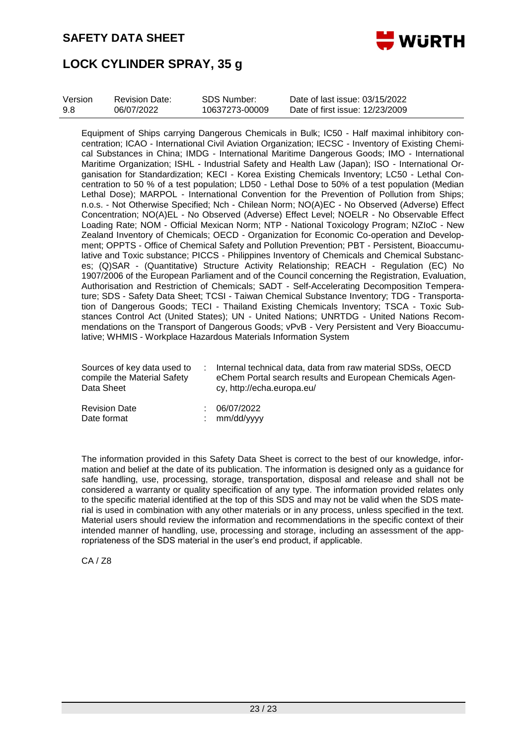Equipment of Ships carrying Dangerous Chemicals in Bulk; IC50 - Half maximal inhibitory concentration; ICAO - International Civil Aviation Organization; IECSC - Inventory of Existing Chemical Substances in China; IMDG - International Maritime Dangerous Goods; IMO - International Maritime Organization; ISHL - Industrial Safety and Health Law (Japan); ISO - International Organisation for Standardization; KECI - Korea Existing Chemicals Inventory; LC50 - Lethal Concentration to 50 % of a test population; LD50 - Lethal Dose to 50% of a test population (Median Lethal Dose); MARPOL - International Convention for the Prevention of Pollution from Ships; n.o.s. - Not Otherwise Specified; Nch - Chilean Norm; NO(A)EC - No Observed (Adverse) Effect Concentration; NO(A)EL - No Observed (Adverse) Effect Level; NOELR - No Observable Effect Loading Rate; NOM - Official Mexican Norm; NTP - National Toxicology Program; NZIoC - New Zealand Inventory of Chemicals; OECD - Organization for Economic Co-operation and Development; OPPTS - Office of Chemical Safety and Pollution Prevention; PBT - Persistent, Bioaccumulative and Toxic substance; PICCS - Philippines Inventory of Chemicals and Chemical Substances; (Q)SAR - (Quantitative) Structure Activity Relationship; REACH - Regulation (EC) No 1907/2006 of the European Parliament and of the Council concerning the Registration, Evaluation, Authorisation and Restriction of Chemicals; SADT - Self-Accelerating Decomposition Temperature; SDS - Safety Data Sheet; TCSI - Taiwan Chemical Substance Inventory; TDG - Transportation of Dangerous Goods; TECI - Thailand Existing Chemicals Inventory; TSCA - Toxic Substances Control Act (United States); UN - United Nations; UNRTDG - United Nations Recommendations on the Transport of Dangerous Goods; vPvB - Very Persistent and Very Bioaccumulative; WHMIS - Workplace Hazardous Materials Information System

Sources of key data used to compile the Material Safety Data Sheet : Internal technical data, data from raw material SDSs, OECD eChem Portal search results and European Chemicals Agency, http://echa.europa.eu/

Revision Date : 06/07/2022

Date format : mm/dd/yyyy

The information provided in this Safety Data Sheet is correct to the best of our knowledge, information and belief at the date of its publication. The information is designed only as a guidance for safe handling, use, processing, storage, transportation, disposal and release and shall not be considered a warranty or quality specification of any type. The information provided relates only to the specific material identified at the top of this SDS and may not be valid when the SDS material is used in combination with any other materials or in any process, unless specified in the text. Material users should review the information and recommendations in the specific context of their intended manner of handling, use, processing and storage, including an assessment of the appropriateness of the SDS material in the user's end product, if applicable.

CA / Z8